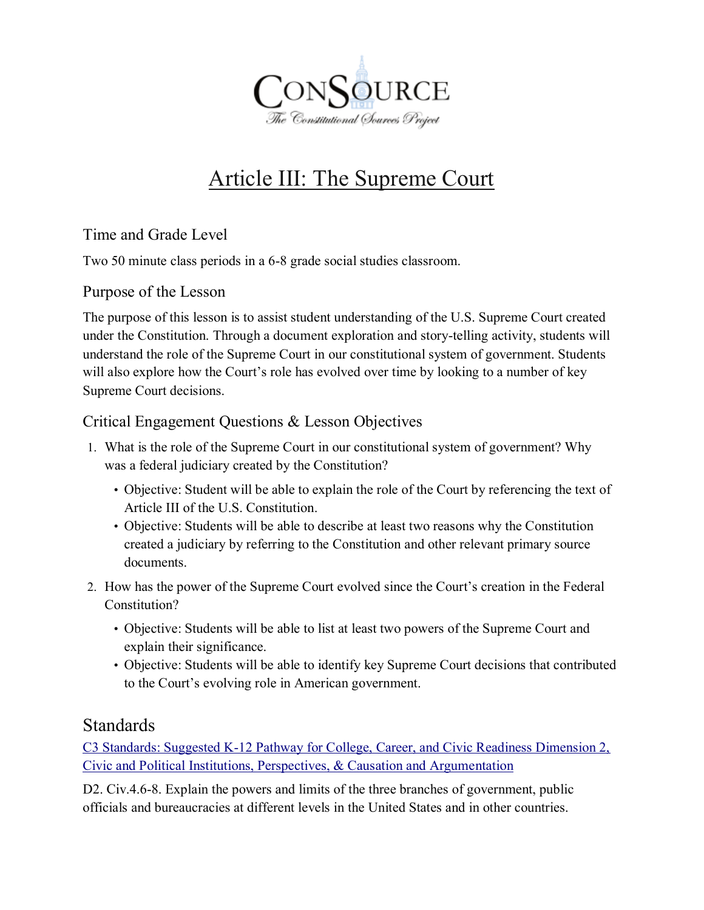ConSource
The Constitutional Sources Project

# Article III: The Supreme Court

## Time and Grade Level

Two 50 minute class periods in a 6-8 grade social studies classroom.

## Purpose of the Lesson

The purpose of this lesson is to assist student understanding of the U.S. Supreme Court created under the Constitution. Through a document exploration and story-telling activity, students will understand the role of the Supreme Court in our constitutional system of government. Students will also explore how the Court's role has evolved over time by looking to a number of key Supreme Court decisions.

## Critical Engagement Questions & Lesson Objectives

1. What is the role of the Supreme Court in our constitutional system of government? Why was a federal judiciary created by the Constitution?
   - Objective: Student will be able to explain the role of the Court by referencing the text of Article III of the U.S. Constitution.
   - Objective: Students will be able to describe at least two reasons why the Constitution created a judiciary by referring to the Constitution and other relevant primary source documents.
2. How has the power of the Supreme Court evolved since the Court's creation in the Federal Constitution?
   - Objective: Students will be able to list at least two powers of the Supreme Court and explain their significance.
   - Objective: Students will be able to identify key Supreme Court decisions that contributed to the Court's evolving role in American government.

## Standards

C3 Standards: Suggested K-12 Pathway for College, Career, and Civic Readiness Dimension 2, Civic and Political Institutions, Perspectives, & Causation and Argumentation

D2. Civ.4.6-8. Explain the powers and limits of the three branches of government, public officials and bureaucracies at different levels in the United States and in other countries.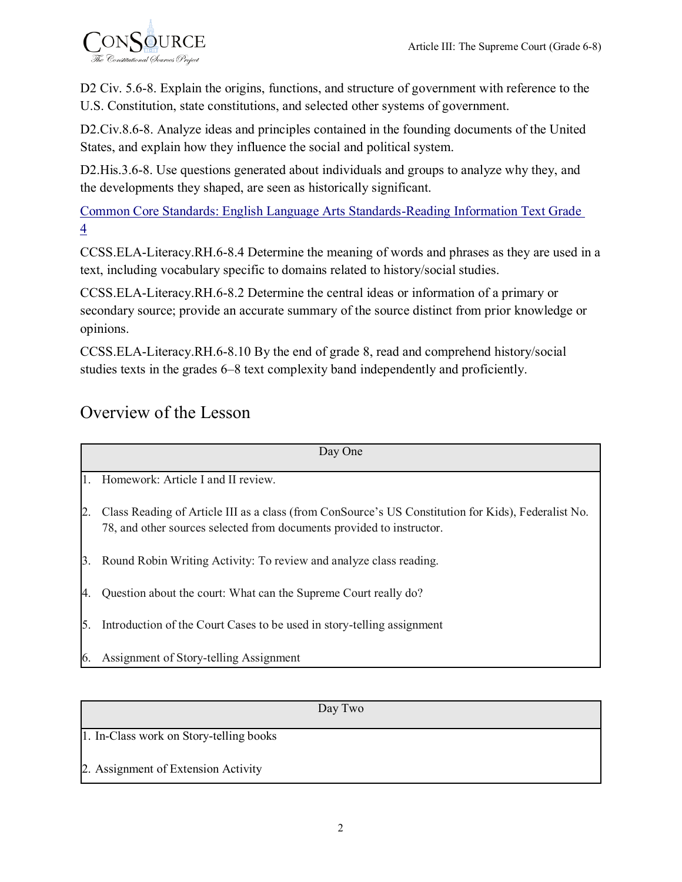D2 Civ. 5.6-8. Explain the origins, functions, and structure of government with reference to the U.S. Constitution, state constitutions, and selected other systems of government.

D2.Civ.8.6-8. Analyze ideas and principles contained in the founding documents of the United States, and explain how they influence the social and political system.

D2.His.3.6-8. Use questions generated about individuals and groups to analyze why they, and the developments they shaped, are seen as historically significant.

Common Core Standards: English Language Arts Standards-Reading Information Text Grade 4

CCSS.ELA-Literacy.RH.6-8.4 Determine the meaning of words and phrases as they are used in a text, including vocabulary specific to domains related to history/social studies.

CCSS.ELA-Literacy.RH.6-8.2 Determine the central ideas or information of a primary or secondary source; provide an accurate summary of the source distinct from prior knowledge or opinions.

CCSS.ELA-Literacy.RH.6-8.10 By the end of grade 8, read and comprehend history/social studies texts in the grades 6–8 text complexity band independently and proficiently.

## Overview of the Lesson

| Day One |
| --- |
| 1. Homework: Article I and II review. |
| 2. Class Reading of Article III as a class (from ConSource's US Constitution for Kids), Federalist No. 78, and other sources selected from documents provided to instructor. |
| 3. Round Robin Writing Activity: To review and analyze class reading. |
| 4. Question about the court: What can the Supreme Court really do? |
| 5. Introduction of the Court Cases to be used in story-telling assignment |
| 6. Assignment of Story-telling Assignment |

| Day Two |
| --- |
| 1. In-Class work on Story-telling books |
| 2. Assignment of Extension Activity |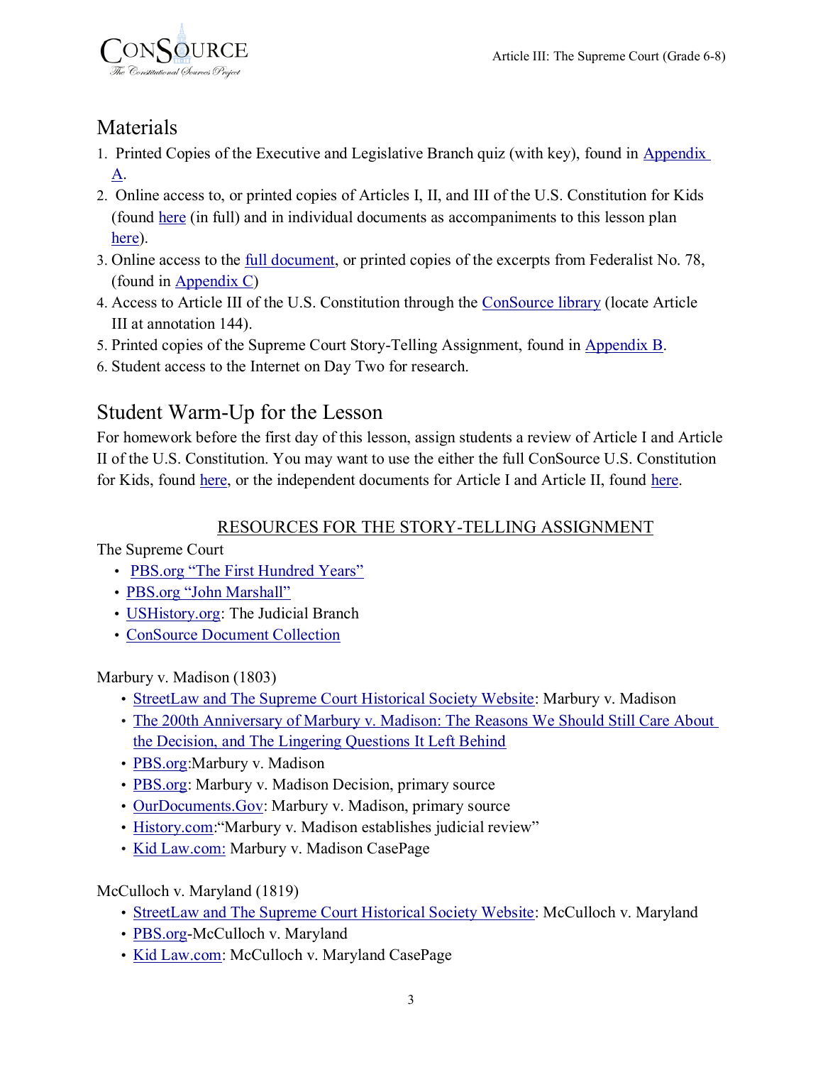## Materials

1. Printed Copies of the Executive and Legislative Branch quiz (with key), found in Appendix A.
2. Online access to, or printed copies of Articles I, II, and III of the U.S. Constitution for Kids (found here (in full) and in individual documents as accompaniments to this lesson plan here).
3. Online access to the full document, or printed copies of the excerpts from Federalist No. 78, (found in Appendix C)
4. Access to Article III of the U.S. Constitution through the ConSource library (locate Article III at annotation 144).
5. Printed copies of the Supreme Court Story-Telling Assignment, found in Appendix B.
6. Student access to the Internet on Day Two for research.

## Student Warm-Up for the Lesson

For homework before the first day of this lesson, assign students a review of Article I and Article II of the U.S. Constitution. You may want to use the either the full ConSource U.S. Constitution for Kids, found here, or the independent documents for Article I and Article II, found here.

### RESOURCES FOR THE STORY-TELLING ASSIGNMENT

The Supreme Court

- PBS.org "The First Hundred Years"
- PBS.org "John Marshall"
- USHistory.org: The Judicial Branch
- ConSource Document Collection

Marbury v. Madison (1803)

- StreetLaw and The Supreme Court Historical Society Website: Marbury v. Madison
- The 200th Anniversary of Marbury v. Madison: The Reasons We Should Still Care About the Decision, and The Lingering Questions It Left Behind
- PBS.org:Marbury v. Madison
- PBS.org: Marbury v. Madison Decision, primary source
- OurDocuments.Gov: Marbury v. Madison, primary source
- History.com:"Marbury v. Madison establishes judicial review"
- Kid Law.com: Marbury v. Madison CasePage

McCulloch v. Maryland (1819)

- StreetLaw and The Supreme Court Historical Society Website: McCulloch v. Maryland
- PBS.org-McCulloch v. Maryland
- Kid Law.com: McCulloch v. Maryland CasePage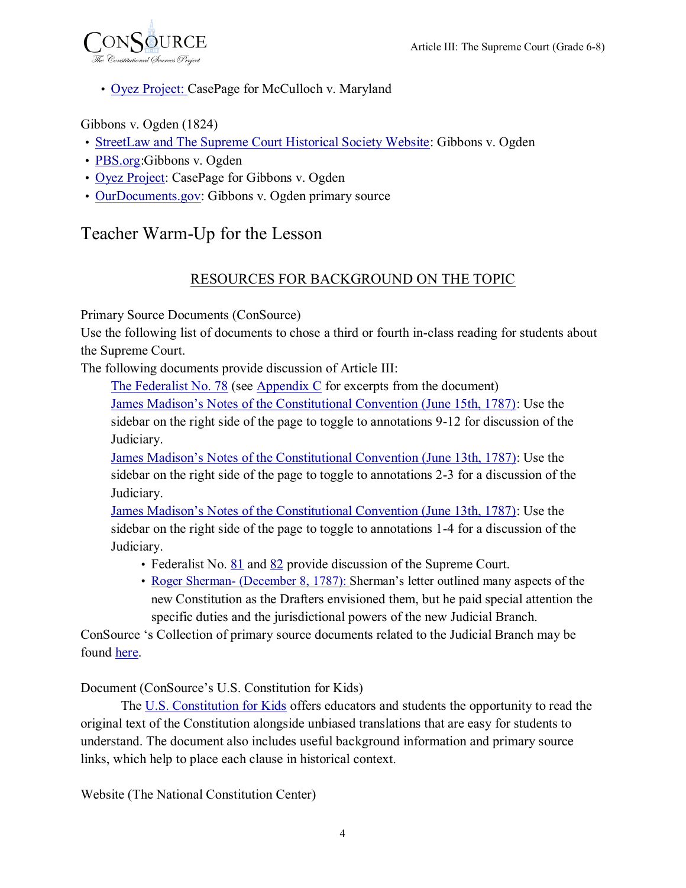- Oyez Project: CasePage for McCulloch v. Maryland

Gibbons v. Ogden (1824)

- StreetLaw and The Supreme Court Historical Society Website: Gibbons v. Ogden
- PBS.org:Gibbons v. Ogden
- Oyez Project: CasePage for Gibbons v. Ogden
- OurDocuments.gov: Gibbons v. Ogden primary source

# Teacher Warm-Up for the Lesson

## RESOURCES FOR BACKGROUND ON THE TOPIC

Primary Source Documents (ConSource)
Use the following list of documents to chose a third or fourth in-class reading for students about the Supreme Court.
The following documents provide discussion of Article III:

The Federalist No. 78 (see Appendix C for excerpts from the document)
James Madison's Notes of the Constitutional Convention (June 15th, 1787): Use the sidebar on the right side of the page to toggle to annotations 9-12 for discussion of the Judiciary.
James Madison's Notes of the Constitutional Convention (June 13th, 1787): Use the sidebar on the right side of the page to toggle to annotations 2-3 for a discussion of the Judiciary.
James Madison's Notes of the Constitutional Convention (June 13th, 1787): Use the sidebar on the right side of the page to toggle to annotations 1-4 for a discussion of the Judiciary.

- Federalist No. 81 and 82 provide discussion of the Supreme Court.
- Roger Sherman- (December 8, 1787): Sherman's letter outlined many aspects of the new Constitution as the Drafters envisioned them, but he paid special attention the specific duties and the jurisdictional powers of the new Judicial Branch.

ConSource 's Collection of primary source documents related to the Judicial Branch may be found here.

Document (ConSource's U.S. Constitution for Kids)

The U.S. Constitution for Kids offers educators and students the opportunity to read the original text of the Constitution alongside unbiased translations that are easy for students to understand. The document also includes useful background information and primary source links, which help to place each clause in historical context.

Website (The National Constitution Center)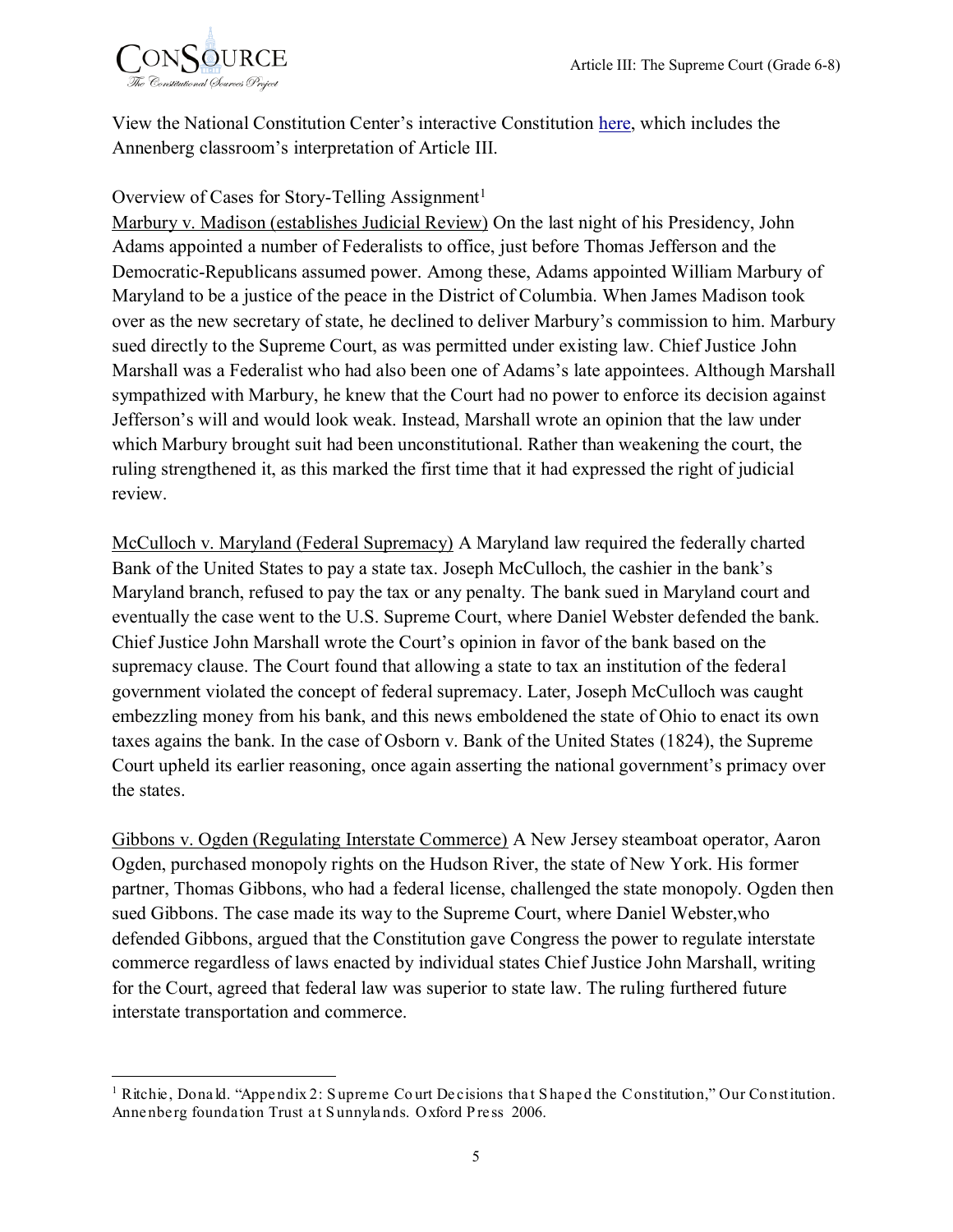View the National Constitution Center's interactive Constitution here, which includes the Annenberg classroom's interpretation of Article III.

Overview of Cases for Story-Telling Assignment[1]

Marbury v. Madison (establishes Judicial Review) On the last night of his Presidency, John Adams appointed a number of Federalists to office, just before Thomas Jefferson and the Democratic-Republicans assumed power. Among these, Adams appointed William Marbury of Maryland to be a justice of the peace in the District of Columbia. When James Madison took over as the new secretary of state, he declined to deliver Marbury's commission to him. Marbury sued directly to the Supreme Court, as was permitted under existing law. Chief Justice John Marshall was a Federalist who had also been one of Adams's late appointees. Although Marshall sympathized with Marbury, he knew that the Court had no power to enforce its decision against Jefferson's will and would look weak. Instead, Marshall wrote an opinion that the law under which Marbury brought suit had been unconstitutional. Rather than weakening the court, the ruling strengthened it, as this marked the first time that it had expressed the right of judicial review.

McCulloch v. Maryland (Federal Supremacy) A Maryland law required the federally charted Bank of the United States to pay a state tax. Joseph McCulloch, the cashier in the bank's Maryland branch, refused to pay the tax or any penalty. The bank sued in Maryland court and eventually the case went to the U.S. Supreme Court, where Daniel Webster defended the bank. Chief Justice John Marshall wrote the Court's opinion in favor of the bank based on the supremacy clause. The Court found that allowing a state to tax an institution of the federal government violated the concept of federal supremacy. Later, Joseph McCulloch was caught embezzling money from his bank, and this news emboldened the state of Ohio to enact its own taxes agains the bank. In the case of Osborn v. Bank of the United States (1824), the Supreme Court upheld its earlier reasoning, once again asserting the national government's primacy over the states.

Gibbons v. Ogden (Regulating Interstate Commerce) A New Jersey steamboat operator, Aaron Ogden, purchased monopoly rights on the Hudson River, the state of New York. His former partner, Thomas Gibbons, who had a federal license, challenged the state monopoly. Ogden then sued Gibbons. The case made its way to the Supreme Court, where Daniel Webster,who defended Gibbons, argued that the Constitution gave Congress the power to regulate interstate commerce regardless of laws enacted by individual states Chief Justice John Marshall, writing for the Court, agreed that federal law was superior to state law. The ruling furthered future interstate transportation and commerce.

---

[1] Ritchie, Donald. "Appendix 2: Supreme Court Decisions that Shaped the Constitution," Our Constitution. Annenberg foundation Trust at Sunnylands. Oxford Press 2006.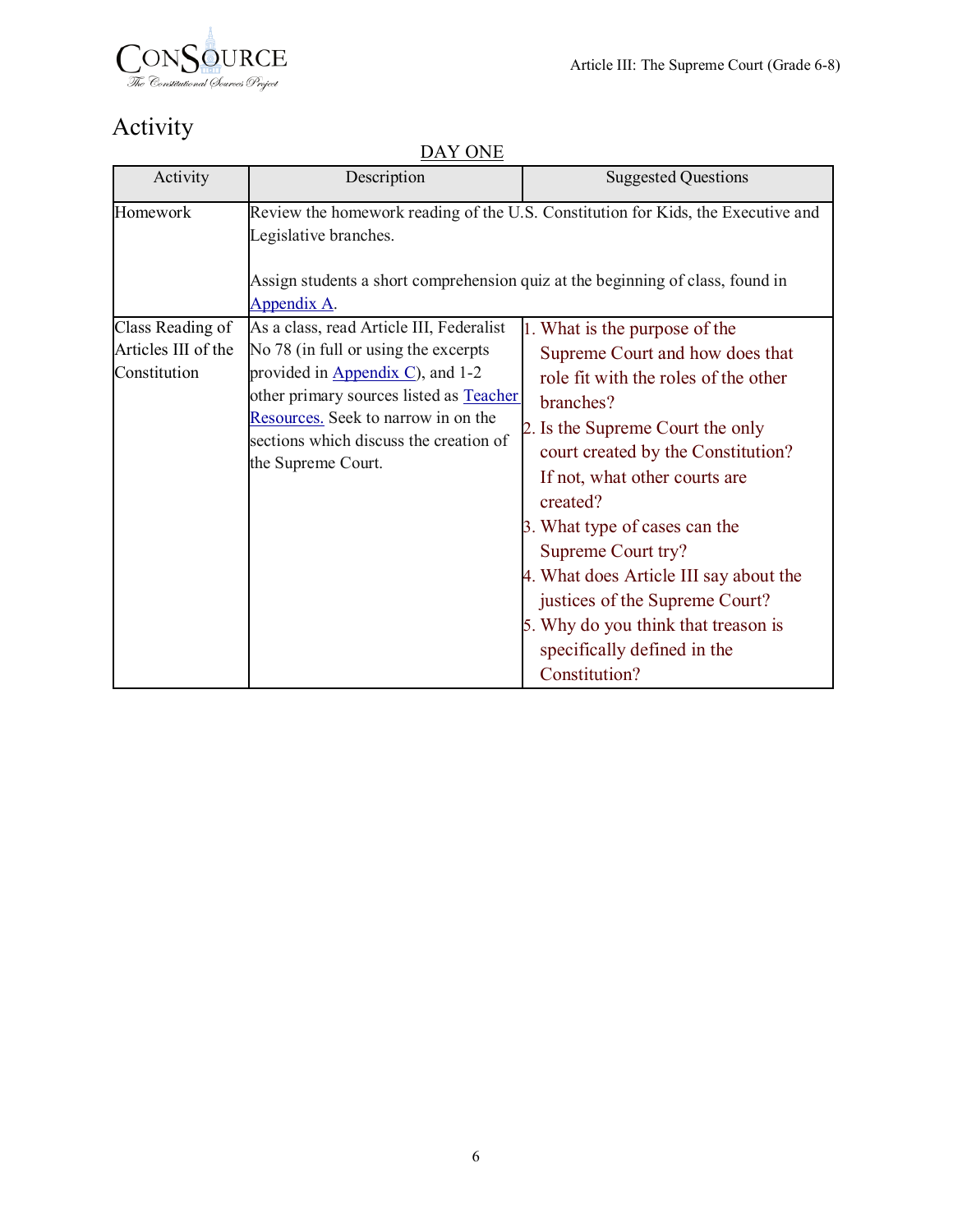# Activity

DAY ONE

| Activity | Description | Suggested Questions |
|---|---|---|
| Homework | Review the homework reading of the U.S. Constitution for Kids, the Executive and Legislative branches.<br><br>Assign students a short comprehension quiz at the beginning of class, found in Appendix A. | |
| Class Reading of Articles III of the Constitution | As a class, read Article III, Federalist No 78 (in full or using the excerpts provided in Appendix C), and 1-2 other primary sources listed as Teacher Resources. Seek to narrow in on the sections which discuss the creation of the Supreme Court. | 1. What is the purpose of the Supreme Court and how does that role fit with the roles of the other branches?<br>2. Is the Supreme Court the only court created by the Constitution? If not, what other courts are created?<br>3. What type of cases can the Supreme Court try?<br>4. What does Article III say about the justices of the Supreme Court?<br>5. Why do you think that treason is specifically defined in the Constitution? |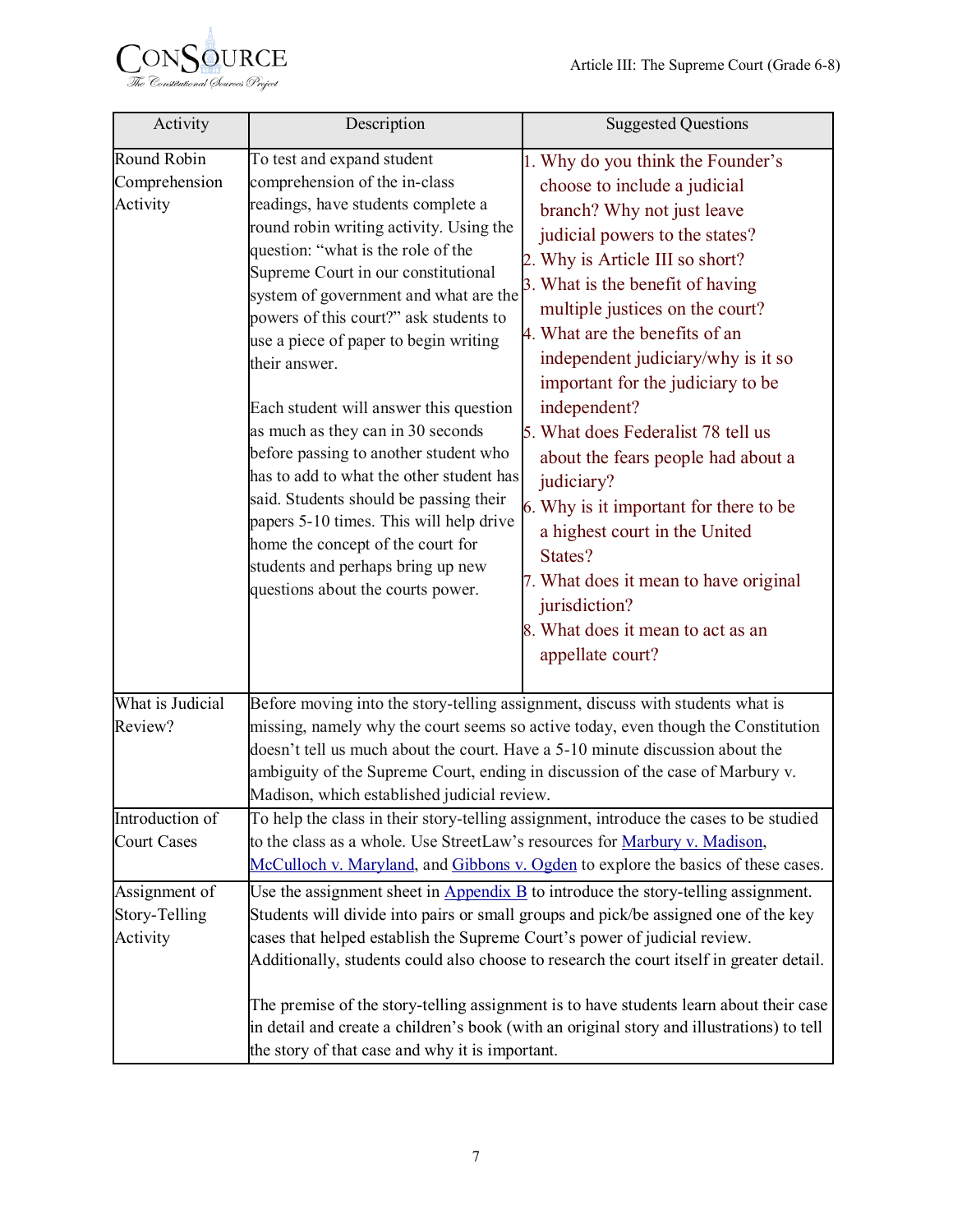| Activity | Description | Suggested Questions |
| --- | --- | --- |
| Round Robin Comprehension Activity | To test and expand student comprehension of the in-class readings, have students complete a round robin writing activity. Using the question: "what is the role of the Supreme Court in our constitutional system of government and what are the powers of this court?" ask students to use a piece of paper to begin writing their answer.<br><br>Each student will answer this question as much as they can in 30 seconds before passing to another student who has to add to what the other student has said. Students should be passing their papers 5-10 times. This will help drive home the concept of the court for students and perhaps bring up new questions about the courts power. | 1. Why do you think the Founder's choose to include a judicial branch? Why not just leave judicial powers to the states?<br>2. Why is Article III so short?<br>3. What is the benefit of having multiple justices on the court?<br>4. What are the benefits of an independent judiciary/why is it so important for the judiciary to be independent?<br>5. What does Federalist 78 tell us about the fears people had about a judiciary?<br>6. Why is it important for there to be a highest court in the United States?<br>7. What does it mean to have original jurisdiction?<br>8. What does it mean to act as an appellate court? |
| What is Judicial Review? | Before moving into the story-telling assignment, discuss with students what is missing, namely why the court seems so active today, even though the Constitution doesn't tell us much about the court. Have a 5-10 minute discussion about the ambiguity of the Supreme Court, ending in discussion of the case of Marbury v. Madison, which established judicial review. | |
| Introduction of Court Cases | To help the class in their story-telling assignment, introduce the cases to be studied to the class as a whole. Use StreetLaw's resources for Marbury v. Madison, McCulloch v. Maryland, and Gibbons v. Ogden to explore the basics of these cases. | |
| Assignment of Story-Telling Activity | Use the assignment sheet in Appendix B to introduce the story-telling assignment. Students will divide into pairs or small groups and pick/be assigned one of the key cases that helped establish the Supreme Court's power of judicial review. Additionally, students could also choose to research the court itself in greater detail.<br><br>The premise of the story-telling assignment is to have students learn about their case in detail and create a children's book (with an original story and illustrations) to tell the story of that case and why it is important. | |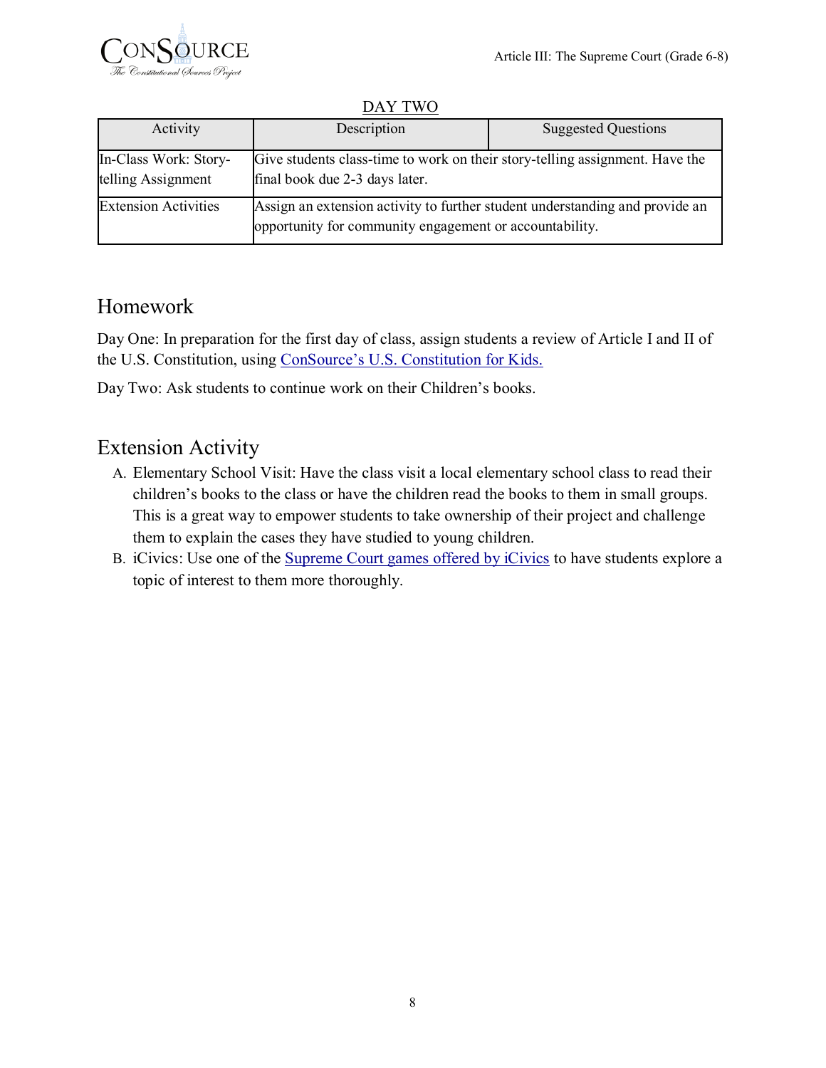DAY TWO

| Activity | Description | Suggested Questions |
| --- | --- | --- |
| In-Class Work: Story-telling Assignment | Give students class-time to work on their story-telling assignment. Have the final book due 2-3 days later. | |
| Extension Activities | Assign an extension activity to further student understanding and provide an opportunity for community engagement or accountability. | |

## Homework

Day One: In preparation for the first day of class, assign students a review of Article I and II of the U.S. Constitution, using ConSource's U.S. Constitution for Kids.

Day Two: Ask students to continue work on their Children's books.

## Extension Activity

A. Elementary School Visit: Have the class visit a local elementary school class to read their children's books to the class or have the children read the books to them in small groups. This is a great way to empower students to take ownership of their project and challenge them to explain the cases they have studied to young children.

B. iCivics: Use one of the Supreme Court games offered by iCivics to have students explore a topic of interest to them more thoroughly.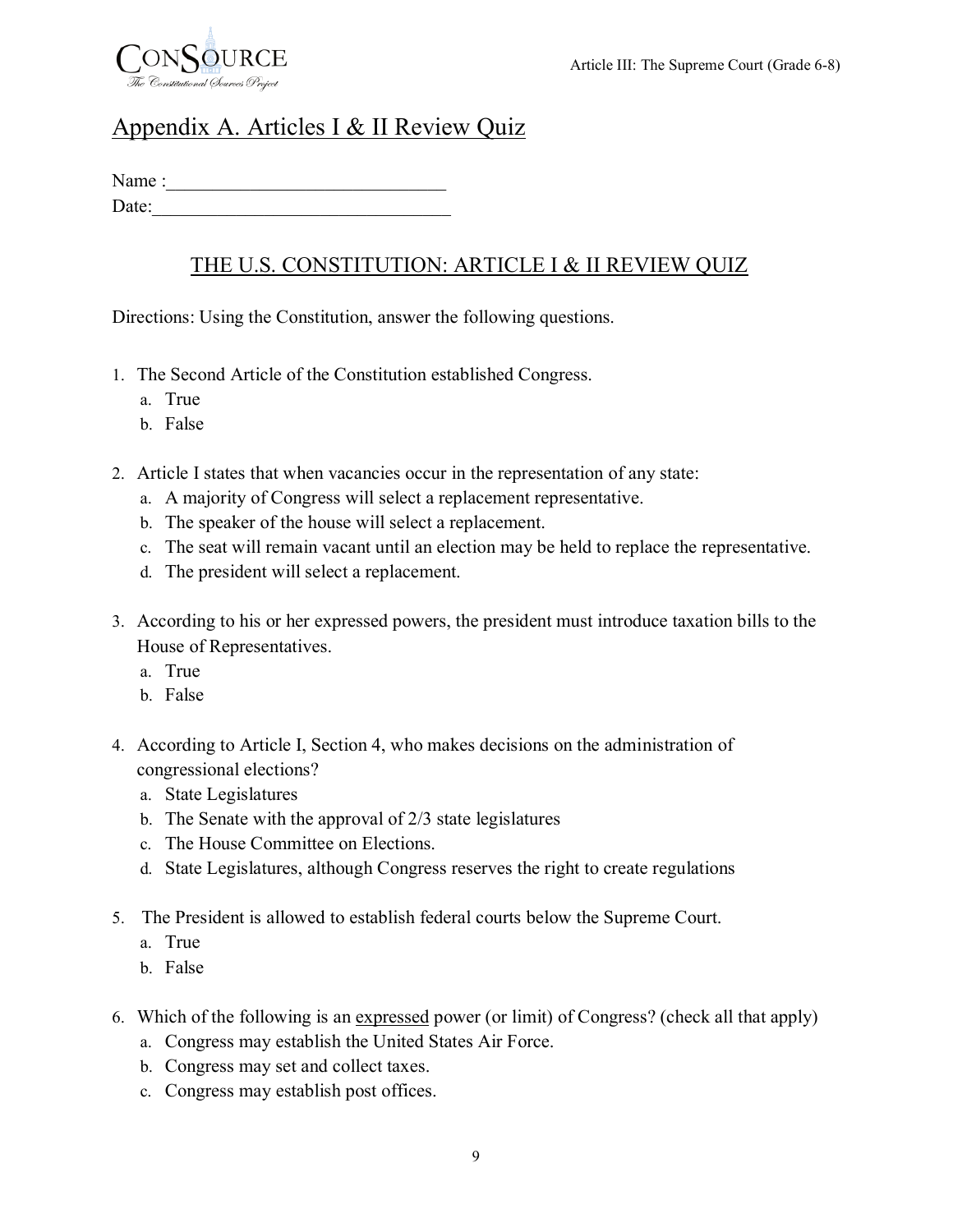## Appendix A. Articles I & II Review Quiz

Name :______________________________
Date:________________________________

### THE U.S. CONSTITUTION: ARTICLE I & II REVIEW QUIZ

Directions: Using the Constitution, answer the following questions.

1. The Second Article of the Constitution established Congress.
   a. True
   b. False

2. Article I states that when vacancies occur in the representation of any state:
   a. A majority of Congress will select a replacement representative.
   b. The speaker of the house will select a replacement.
   c. The seat will remain vacant until an election may be held to replace the representative.
   d. The president will select a replacement.

3. According to his or her expressed powers, the president must introduce taxation bills to the House of Representatives.
   a. True
   b. False

4. According to Article I, Section 4, who makes decisions on the administration of congressional elections?
   a. State Legislatures
   b. The Senate with the approval of 2/3 state legislatures
   c. The House Committee on Elections.
   d. State Legislatures, although Congress reserves the right to create regulations

5. The President is allowed to establish federal courts below the Supreme Court.
   a. True
   b. False

6. Which of the following is an <u>expressed</u> power (or limit) of Congress? (check all that apply)
   a. Congress may establish the United States Air Force.
   b. Congress may set and collect taxes.
   c. Congress may establish post offices.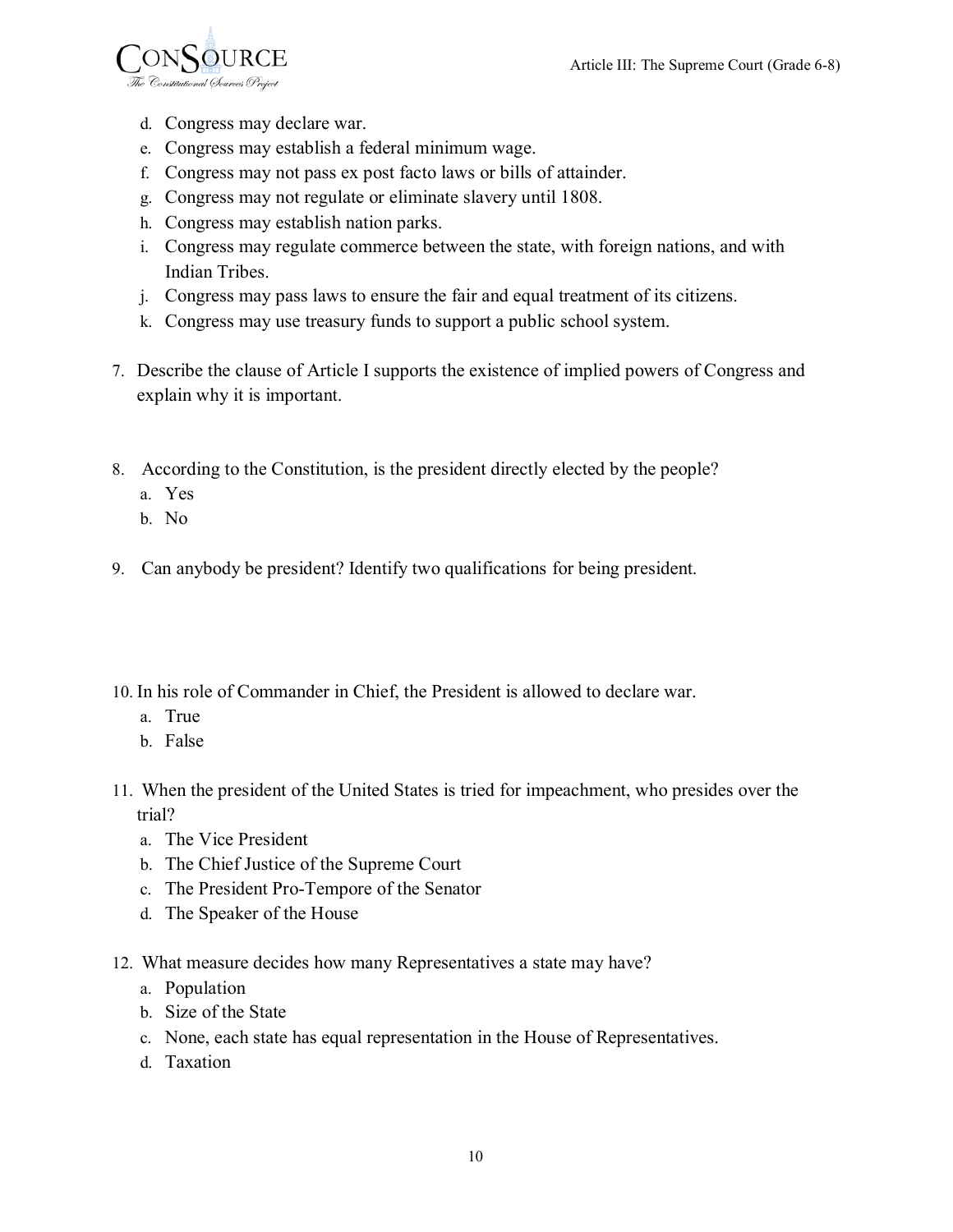d. Congress may declare war.
e. Congress may establish a federal minimum wage.
f. Congress may not pass ex post facto laws or bills of attainder.
g. Congress may not regulate or eliminate slavery until 1808.
h. Congress may establish nation parks.
i. Congress may regulate commerce between the state, with foreign nations, and with Indian Tribes.
j. Congress may pass laws to ensure the fair and equal treatment of its citizens.
k. Congress may use treasury funds to support a public school system.

7. Describe the clause of Article I supports the existence of implied powers of Congress and explain why it is important.

8. According to the Constitution, is the president directly elected by the people?
   a. Yes
   b. No

9. Can anybody be president? Identify two qualifications for being president.

10. In his role of Commander in Chief, the President is allowed to declare war.
    a. True
    b. False

11. When the president of the United States is tried for impeachment, who presides over the trial?
    a. The Vice President
    b. The Chief Justice of the Supreme Court
    c. The President Pro-Tempore of the Senator
    d. The Speaker of the House

12. What measure decides how many Representatives a state may have?
    a. Population
    b. Size of the State
    c. None, each state has equal representation in the House of Representatives.
    d. Taxation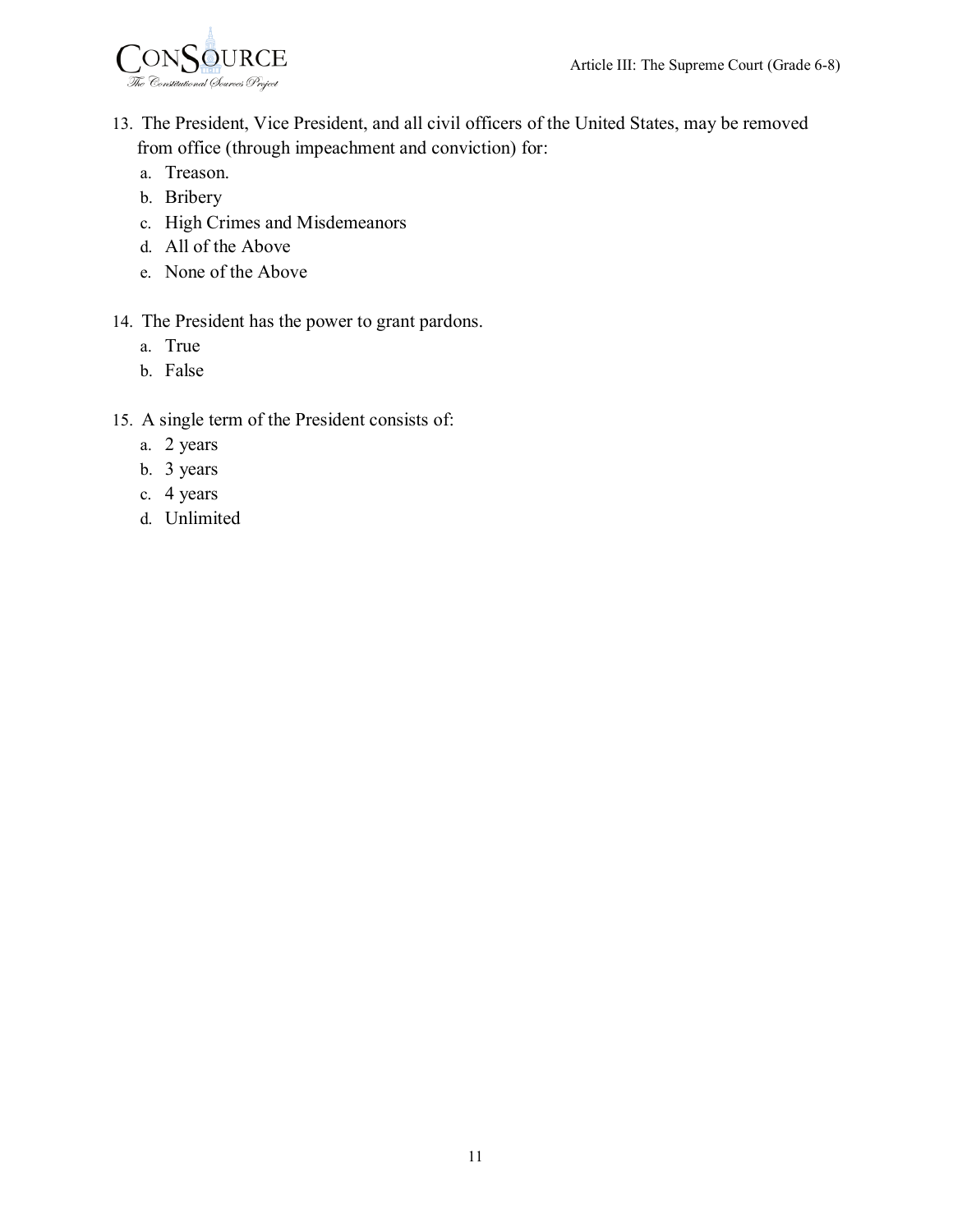13. The President, Vice President, and all civil officers of the United States, may be removed from office (through impeachment and conviction) for:
    a. Treason.
    b. Bribery
    c. High Crimes and Misdemeanors
    d. All of the Above
    e. None of the Above

14. The President has the power to grant pardons.
    a. True
    b. False

15. A single term of the President consists of:
    a. 2 years
    b. 3 years
    c. 4 years
    d. Unlimited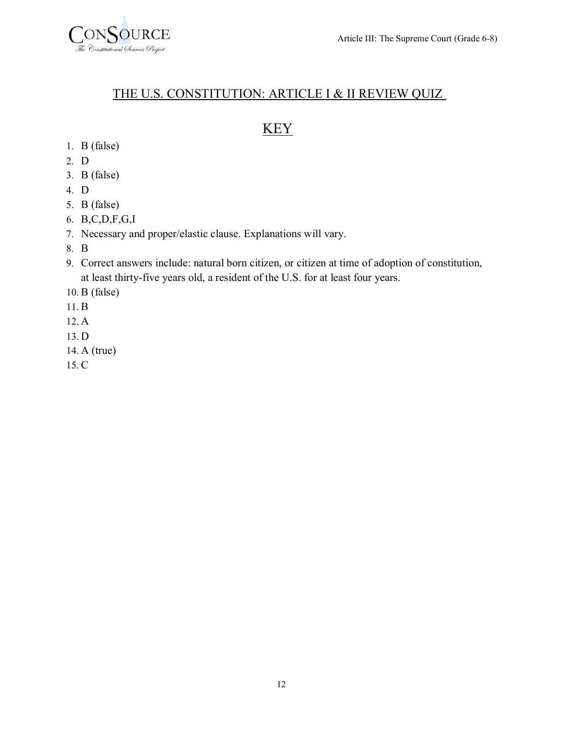## THE U.S. CONSTITUTION: ARTICLE I & II REVIEW QUIZ

## KEY

1. B (false)
2. D
3. B (false)
4. D
5. B (false)
6. B,C,D,F,G,I
7. Necessary and proper/elastic clause. Explanations will vary.
8. B
9. Correct answers include: natural born citizen, or citizen at time of adoption of constitution, at least thirty-five years old, a resident of the U.S. for at least four years.
10. B (false)
11. B
12. A
13. D
14. A (true)
15. C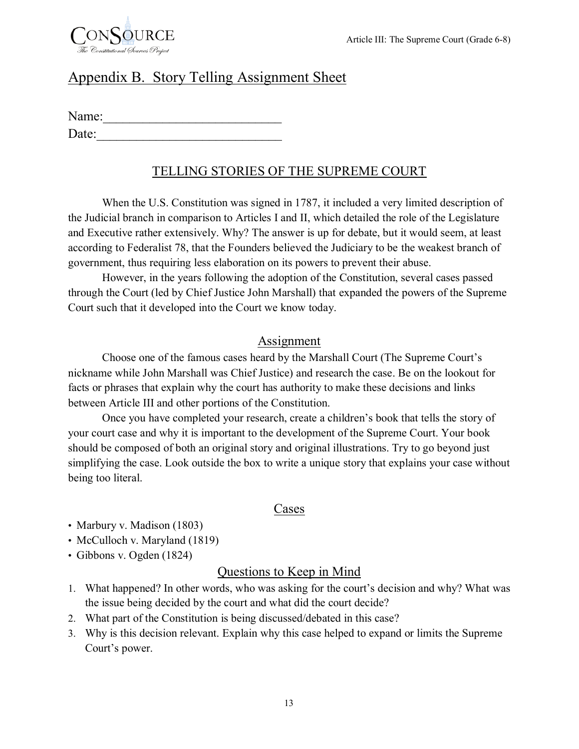# Appendix B. Story Telling Assignment Sheet

Name:___________________________

Date:____________________________

## TELLING STORIES OF THE SUPREME COURT

When the U.S. Constitution was signed in 1787, it included a very limited description of the Judicial branch in comparison to Articles I and II, which detailed the role of the Legislature and Executive rather extensively. Why? The answer is up for debate, but it would seem, at least according to Federalist 78, that the Founders believed the Judiciary to be the weakest branch of government, thus requiring less elaboration on its powers to prevent their abuse.

However, in the years following the adoption of the Constitution, several cases passed through the Court (led by Chief Justice John Marshall) that expanded the powers of the Supreme Court such that it developed into the Court we know today.

## Assignment

Choose one of the famous cases heard by the Marshall Court (The Supreme Court's nickname while John Marshall was Chief Justice) and research the case. Be on the lookout for facts or phrases that explain why the court has authority to make these decisions and links between Article III and other portions of the Constitution.

Once you have completed your research, create a children's book that tells the story of your court case and why it is important to the development of the Supreme Court. Your book should be composed of both an original story and original illustrations. Try to go beyond just simplifying the case. Look outside the box to write a unique story that explains your case without being too literal.

## Cases

- Marbury v. Madison (1803)
- McCulloch v. Maryland (1819)
- Gibbons v. Ogden (1824)

## Questions to Keep in Mind

1. What happened? In other words, who was asking for the court's decision and why? What was the issue being decided by the court and what did the court decide?
2. What part of the Constitution is being discussed/debated in this case?
3. Why is this decision relevant. Explain why this case helped to expand or limits the Supreme Court's power.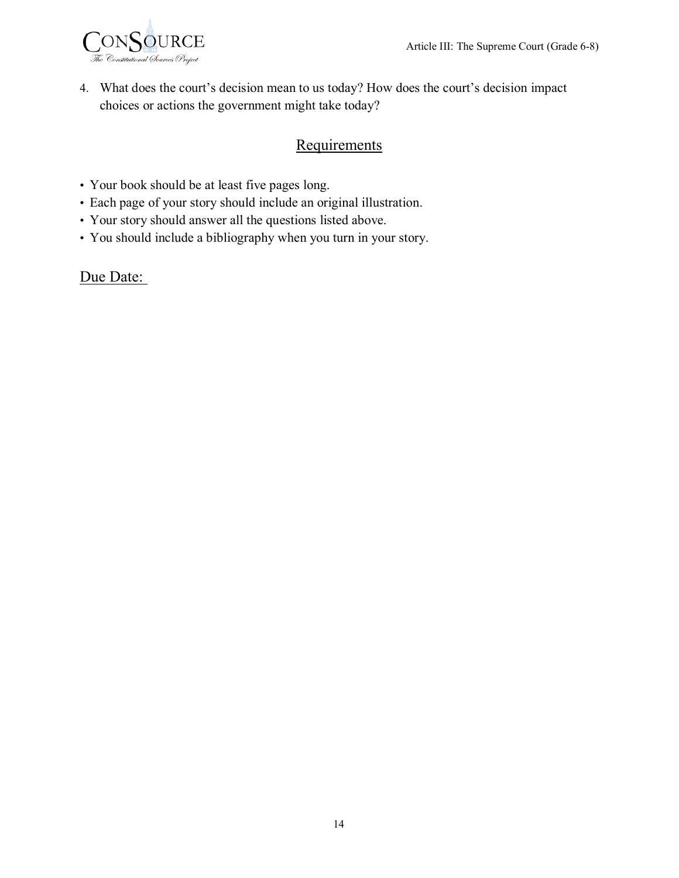4. What does the court's decision mean to us today? How does the court's decision impact choices or actions the government might take today?

## Requirements

- Your book should be at least five pages long.
- Each page of your story should include an original illustration.
- Your story should answer all the questions listed above.
- You should include a bibliography when you turn in your story.

Due Date: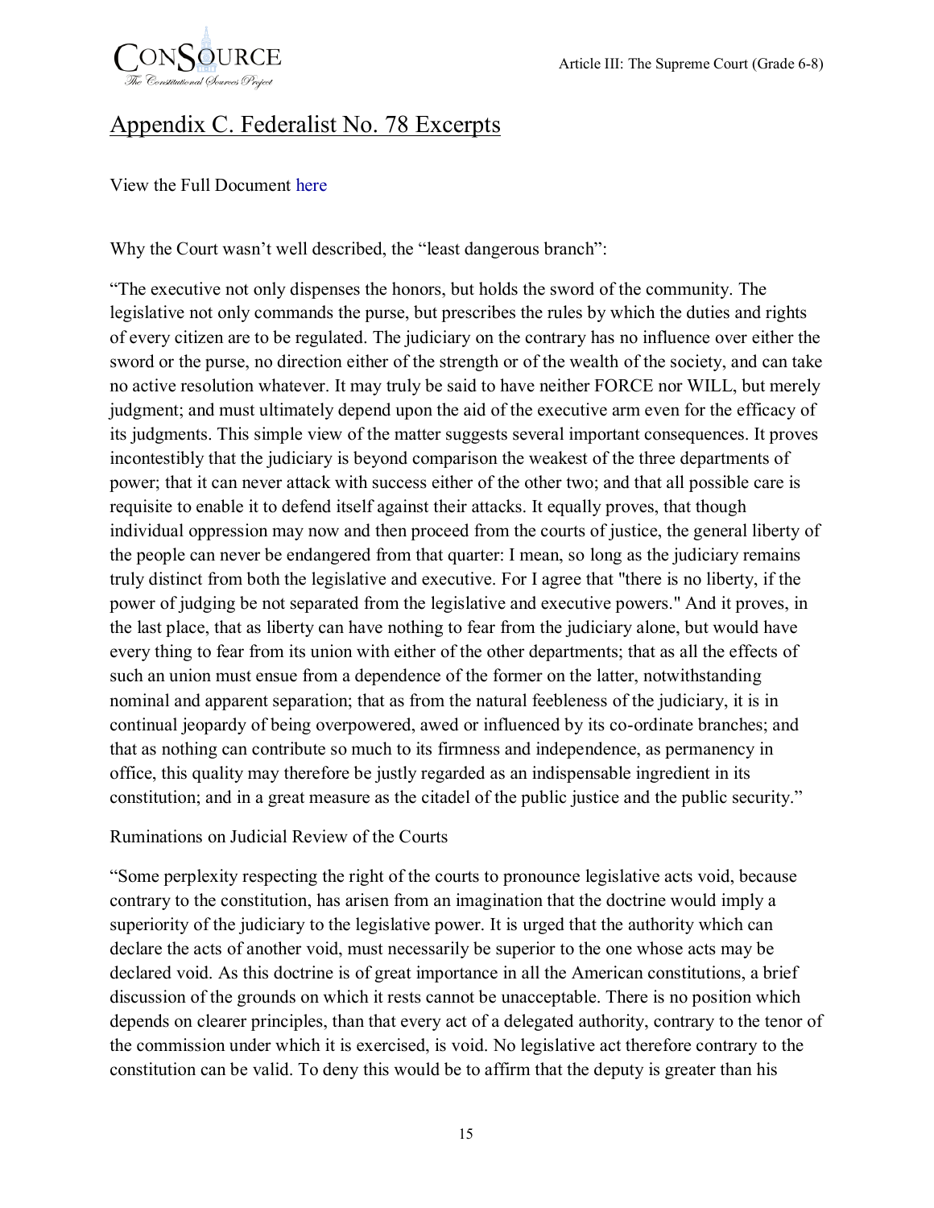# Appendix C. Federalist No. 78 Excerpts

View the Full Document here

Why the Court wasn't well described, the "least dangerous branch":

"The executive not only dispenses the honors, but holds the sword of the community. The legislative not only commands the purse, but prescribes the rules by which the duties and rights of every citizen are to be regulated. The judiciary on the contrary has no influence over either the sword or the purse, no direction either of the strength or of the wealth of the society, and can take no active resolution whatever. It may truly be said to have neither FORCE nor WILL, but merely judgment; and must ultimately depend upon the aid of the executive arm even for the efficacy of its judgments. This simple view of the matter suggests several important consequences. It proves incontestibly that the judiciary is beyond comparison the weakest of the three departments of power; that it can never attack with success either of the other two; and that all possible care is requisite to enable it to defend itself against their attacks. It equally proves, that though individual oppression may now and then proceed from the courts of justice, the general liberty of the people can never be endangered from that quarter: I mean, so long as the judiciary remains truly distinct from both the legislative and executive. For I agree that "there is no liberty, if the power of judging be not separated from the legislative and executive powers." And it proves, in the last place, that as liberty can have nothing to fear from the judiciary alone, but would have every thing to fear from its union with either of the other departments; that as all the effects of such an union must ensue from a dependence of the former on the latter, notwithstanding nominal and apparent separation; that as from the natural feebleness of the judiciary, it is in continual jeopardy of being overpowered, awed or influenced by its co-ordinate branches; and that as nothing can contribute so much to its firmness and independence, as permanency in office, this quality may therefore be justly regarded as an indispensable ingredient in its constitution; and in a great measure as the citadel of the public justice and the public security."

Ruminations on Judicial Review of the Courts

"Some perplexity respecting the right of the courts to pronounce legislative acts void, because contrary to the constitution, has arisen from an imagination that the doctrine would imply a superiority of the judiciary to the legislative power. It is urged that the authority which can declare the acts of another void, must necessarily be superior to the one whose acts may be declared void. As this doctrine is of great importance in all the American constitutions, a brief discussion of the grounds on which it rests cannot be unacceptable. There is no position which depends on clearer principles, than that every act of a delegated authority, contrary to the tenor of the commission under which it is exercised, is void. No legislative act therefore contrary to the constitution can be valid. To deny this would be to affirm that the deputy is greater than his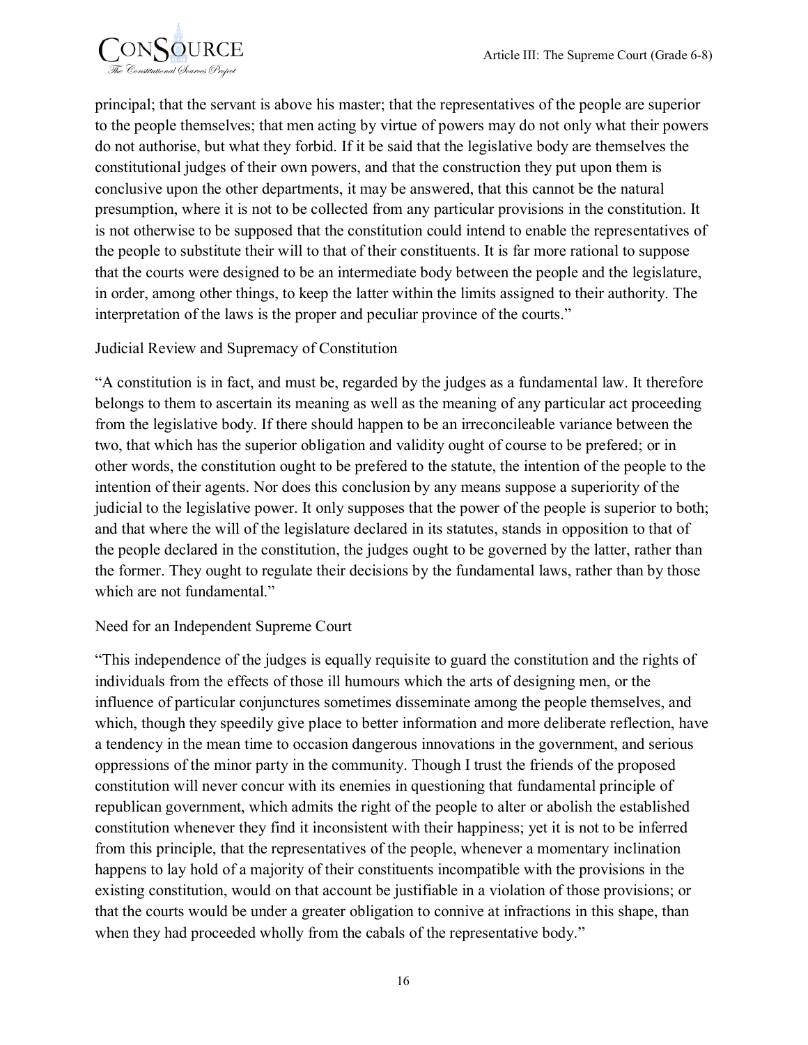principal; that the servant is above his master; that the representatives of the people are superior to the people themselves; that men acting by virtue of powers may do not only what their powers do not authorise, but what they forbid. If it be said that the legislative body are themselves the constitutional judges of their own powers, and that the construction they put upon them is conclusive upon the other departments, it may be answered, that this cannot be the natural presumption, where it is not to be collected from any particular provisions in the constitution. It is not otherwise to be supposed that the constitution could intend to enable the representatives of the people to substitute their will to that of their constituents. It is far more rational to suppose that the courts were designed to be an intermediate body between the people and the legislature, in order, among other things, to keep the latter within the limits assigned to their authority. The interpretation of the laws is the proper and peculiar province of the courts."

Judicial Review and Supremacy of Constitution

"A constitution is in fact, and must be, regarded by the judges as a fundamental law. It therefore belongs to them to ascertain its meaning as well as the meaning of any particular act proceeding from the legislative body. If there should happen to be an irreconcileable variance between the two, that which has the superior obligation and validity ought of course to be prefered; or in other words, the constitution ought to be prefered to the statute, the intention of the people to the intention of their agents. Nor does this conclusion by any means suppose a superiority of the judicial to the legislative power. It only supposes that the power of the people is superior to both; and that where the will of the legislature declared in its statutes, stands in opposition to that of the people declared in the constitution, the judges ought to be governed by the latter, rather than the former. They ought to regulate their decisions by the fundamental laws, rather than by those which are not fundamental."

Need for an Independent Supreme Court

"This independence of the judges is equally requisite to guard the constitution and the rights of individuals from the effects of those ill humours which the arts of designing men, or the influence of particular conjunctures sometimes disseminate among the people themselves, and which, though they speedily give place to better information and more deliberate reflection, have a tendency in the mean time to occasion dangerous innovations in the government, and serious oppressions of the minor party in the community. Though I trust the friends of the proposed constitution will never concur with its enemies in questioning that fundamental principle of republican government, which admits the right of the people to alter or abolish the established constitution whenever they find it inconsistent with their happiness; yet it is not to be inferred from this principle, that the representatives of the people, whenever a momentary inclination happens to lay hold of a majority of their constituents incompatible with the provisions in the existing constitution, would on that account be justifiable in a violation of those provisions; or that the courts would be under a greater obligation to connive at infractions in this shape, than when they had proceeded wholly from the cabals of the representative body."